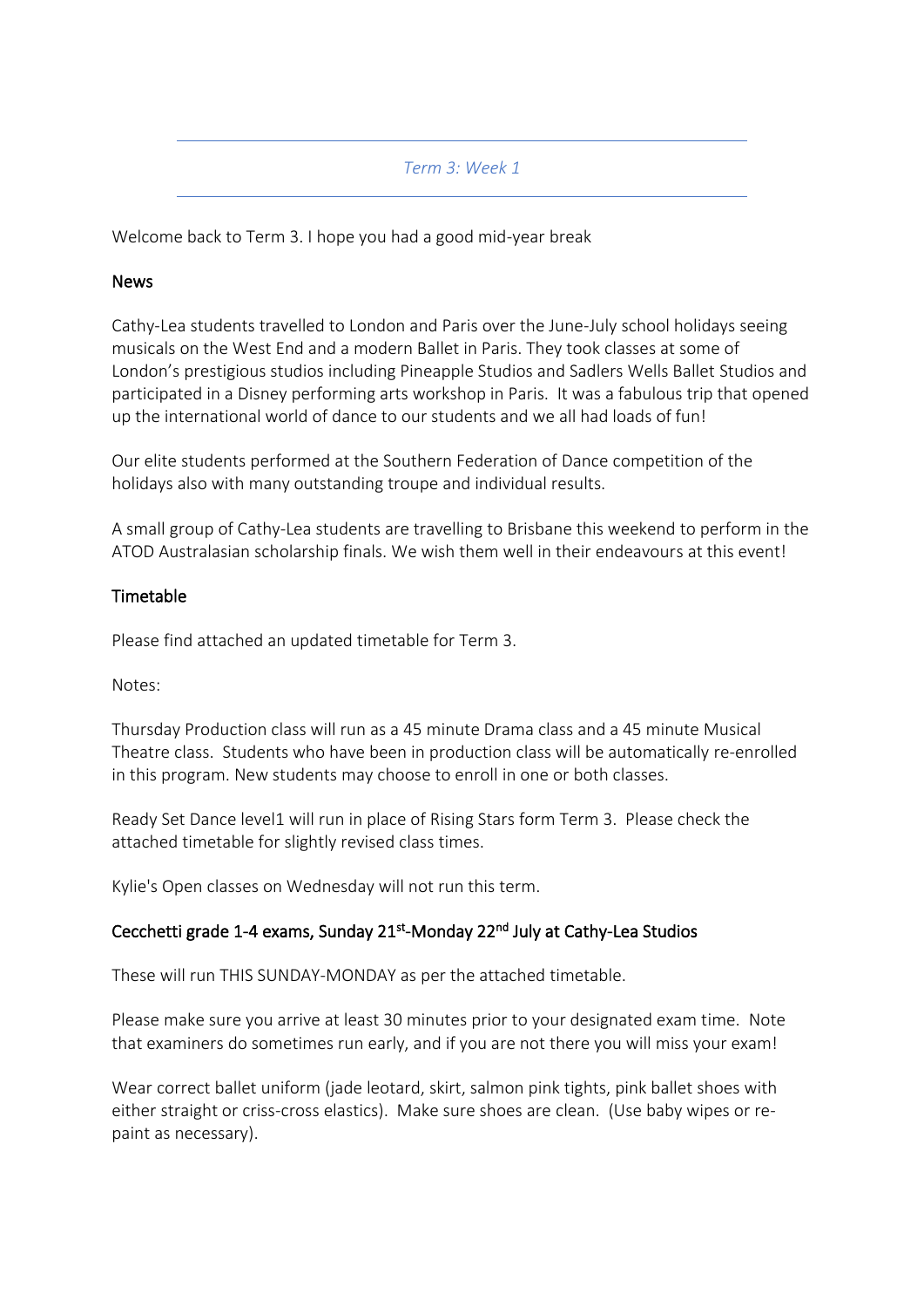*Term 3: Week 1*

Welcome back to Term 3. I hope you had a good mid-year break

## News

Cathy-Lea students travelled to London and Paris over the June-July school holidays seeing musicals on the West End and a modern Ballet in Paris. They took classes at some of London's prestigious studios including Pineapple Studios and Sadlers Wells Ballet Studios and participated in a Disney performing arts workshop in Paris. It was a fabulous trip that opened up the international world of dance to our students and we all had loads of fun!

Our elite students performed at the Southern Federation of Dance competition of the holidays also with many outstanding troupe and individual results.

A small group of Cathy-Lea students are travelling to Brisbane this weekend to perform in the ATOD Australasian scholarship finals. We wish them well in their endeavours at this event!

## Timetable

Please find attached an updated timetable for Term 3.

Notes:

Thursday Production class will run as a 45 minute Drama class and a 45 minute Musical Theatre class. Students who have been in production class will be automatically re-enrolled in this program. New students may choose to enroll in one or both classes.

Ready Set Dance level1 will run in place of Rising Stars form Term 3. Please check the attached timetable for slightly revised class times.

Kylie's Open classes on Wednesday will not run this term.

## Cecchetti grade 1-4 exams, Sunday 21st-Monday 22nd July at Cathy-Lea Studios

These will run THIS SUNDAY-MONDAY as per the attached timetable.

Please make sure you arrive at least 30 minutes prior to your designated exam time. Note that examiners do sometimes run early, and if you are not there you will miss your exam!

Wear correct ballet uniform (jade leotard, skirt, salmon pink tights, pink ballet shoes with either straight or criss-cross elastics). Make sure shoes are clean. (Use baby wipes or re-paint as necessary).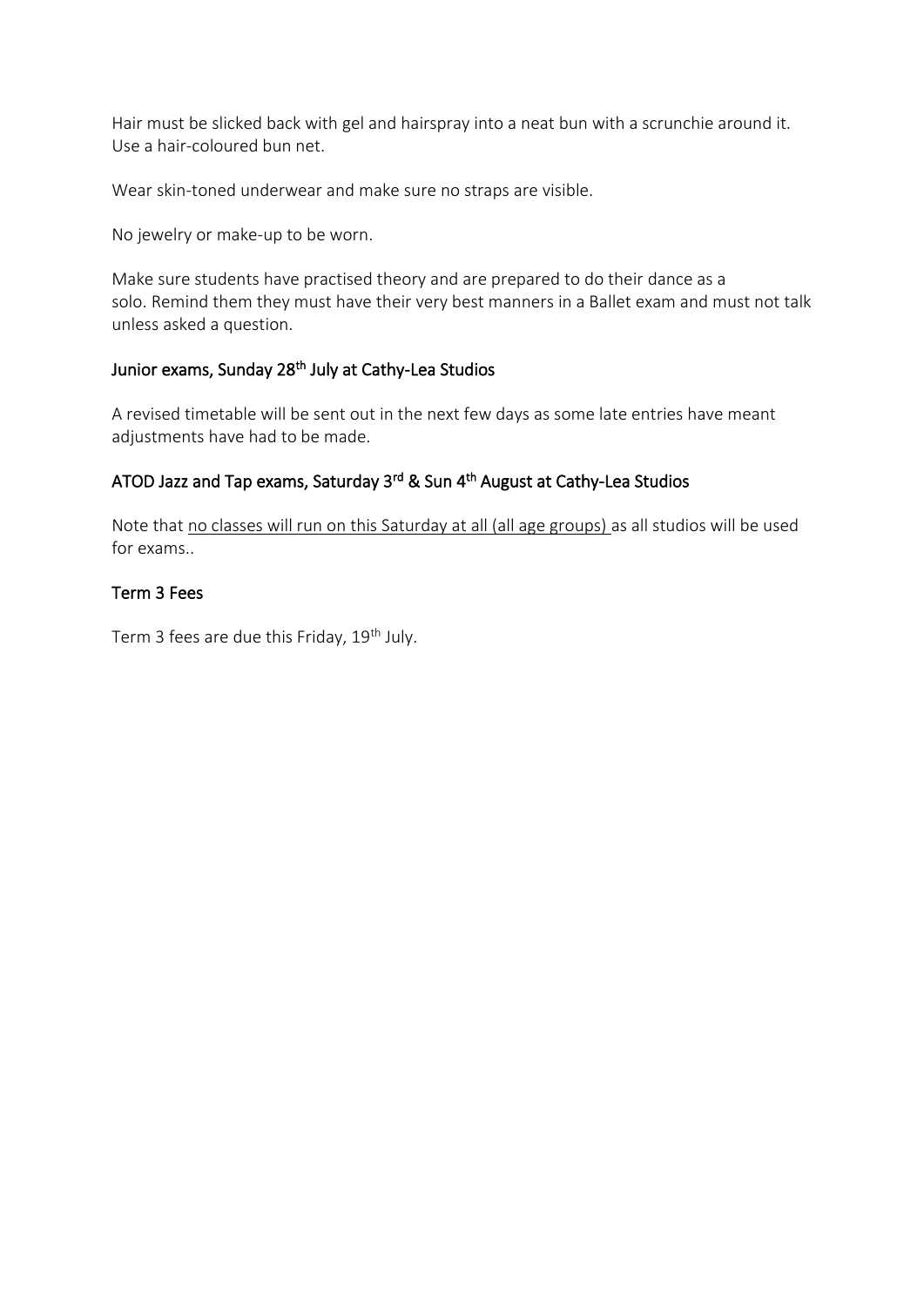Hair must be slicked back with gel and hairspray into a neat bun with a scrunchie around it. Use a hair-coloured bun net.

Wear skin-toned underwear and make sure no straps are visible.

No jewelry or make-up to be worn.

Make sure students have practised theory and are prepared to do their dance as a solo. Remind them they must have their very best manners in a Ballet exam and must not talk unless asked a question.

### Junior exams, Sunday 28th July at Cathy-Lea Studios

A revised timetable will be sent out in the next few days as some late entries have meant adjustments have had to be made.

### ATOD Jazz and Tap exams, Saturday 3rd & Sun 4th August at Cathy-Lea Studios

Note that <u>no classes will run on this Saturday at all (all age groups)</u> as all studios will be used for exams..

### Term 3 Fees

Term 3 fees are due this Friday, 19th July.